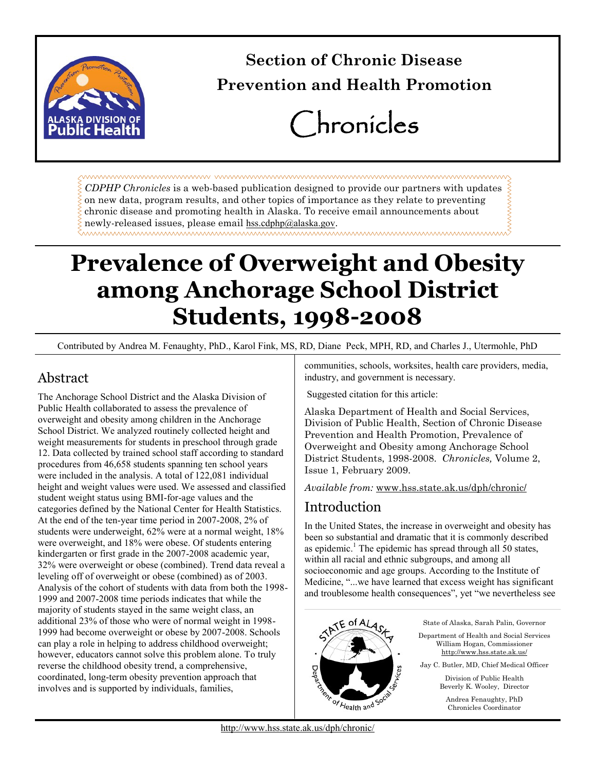# Section of Chronic Disease Prevention and Health Promotion

# Chronicles

*CDPHP Chronicles* is a web-based publication designed to provide our partners with updates on new data, program results, and other topics of importance as they relate to preventing chronic disease and promoting health in Alaska. To receive email announcements about newly-released issues, please email hss.cdphp@alaska.gov.

# Prevalence of Overweight and Obesity among Anchorage School District Students, 1998-2008

Contributed by Andrea M. Fenaughty, PhD., Karol Fink, MS, RD, Diane Peck, MPH, RD, and Charles J., Utermohle, PhD

## Abstract

The Anchorage School District and the Alaska Division of Public Health collaborated to assess the prevalence of overweight and obesity among children in the Anchorage School District. We analyzed routinely collected height and weight measurements for students in preschool through grade 12. Data collected by trained school staff according to standard procedures from 46,658 students spanning ten school years were included in the analysis. A total of 122,081 individual height and weight values were used. We assessed and classified student weight status using BMI-for-age values and the categories defined by the National Center for Health Statistics. At the end of the ten-year time period in 2007-2008, 2% of students were underweight, 62% were at a normal weight, 18% were overweight, and 18% were obese. Of students entering kindergarten or first grade in the 2007-2008 academic year, 32% were overweight or obese (combined). Trend data reveal a leveling off of overweight or obese (combined) as of 2003. Analysis of the cohort of students with data from both the 1998-1999 and 2007-2008 time periods indicates that while the majority of students stayed in the same weight class, an additional 23% of those who were of normal weight in 1998-1999 had become overweight or obese by 2007-2008. Schools can play a role in helping to address childhood overweight; however, educators cannot solve this problem alone. To truly reverse the childhood obesity trend, a comprehensive, coordinated, long-term obesity prevention approach that involves and is supported by individuals, families, communities, schools, worksites, health care providers, media, industry, and government is necessary.

Suggested citation for this article:

Alaska Department of Health and Social Services, Division of Public Health, Section of Chronic Disease Prevention and Health Promotion, Prevalence of Overweight and Obesity among Anchorage School District Students, 1998-2008. *Chronicles,* Volume 2, Issue 1, February 2009.

*Available from:* www.hss.state.ak.us/dph/chronic/

## Introduction

In the United States, the increase in overweight and obesity has been so substantial and dramatic that it is commonly described as epidemic.[1] The epidemic has spread through all 50 states, within all racial and ethnic subgroups, and among all socioeconomic and age groups. According to the Institute of Medicine, "...we have learned that excess weight has significant and troublesome health consequences", yet "we nevertheless see

State of Alaska, Sarah Palin, Governor

Department of Health and Social Services
William Hogan, Commissioner
http://www.hss.state.ak.us/

Jay C. Butler, MD, Chief Medical Officer

Division of Public Health
Beverly K. Wooley, Director

Andrea Fenaughty, PhD
Chronicles Coordinator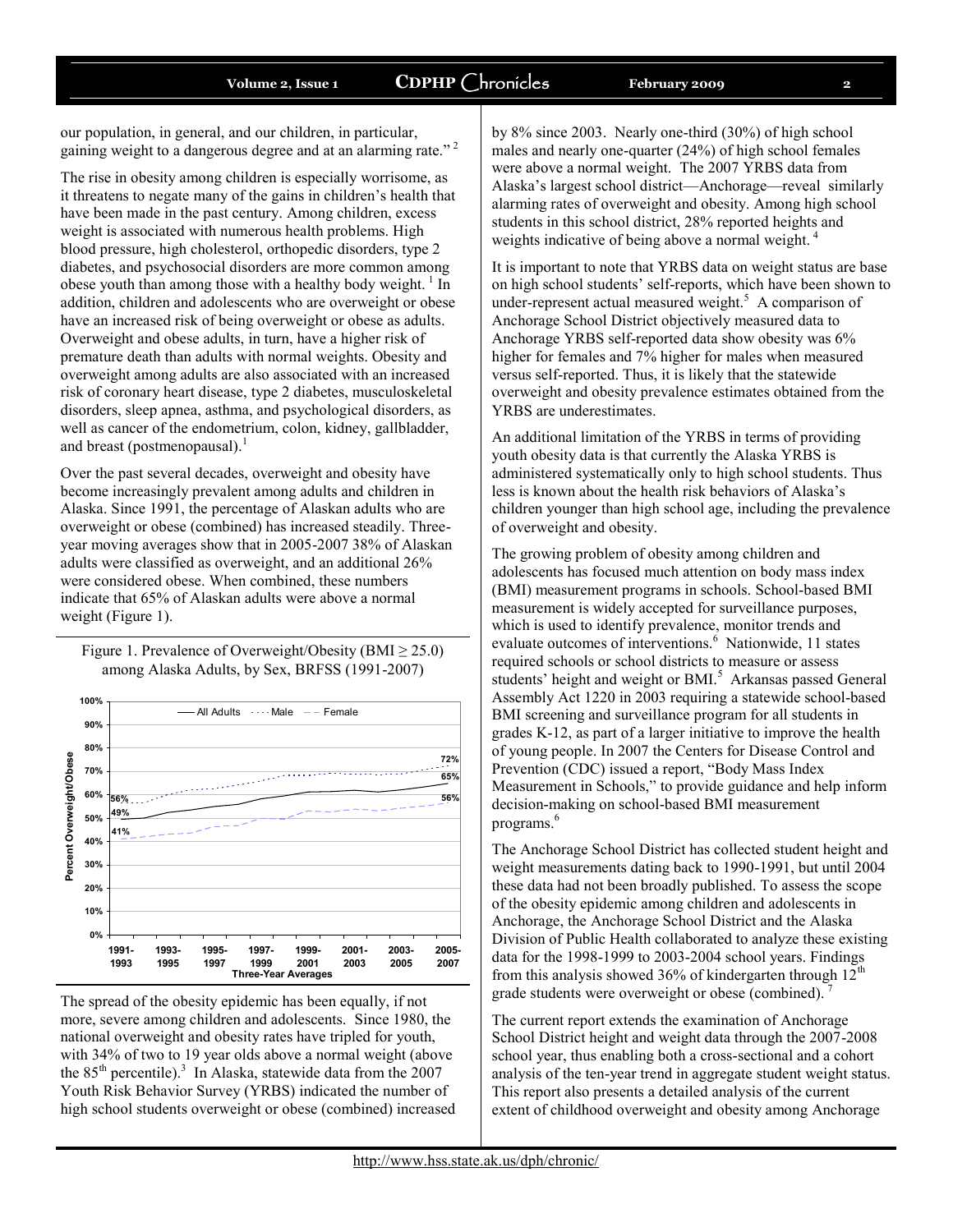our population, in general, and our children, in particular, gaining weight to a dangerous degree and at an alarming rate."[2]

The rise in obesity among children is especially worrisome, as it threatens to negate many of the gains in children's health that have been made in the past century. Among children, excess weight is associated with numerous health problems. High blood pressure, high cholesterol, orthopedic disorders, type 2 diabetes, and psychosocial disorders are more common among obese youth than among those with a healthy body weight.[1] In addition, children and adolescents who are overweight or obese have an increased risk of being overweight or obese as adults. Overweight and obese adults, in turn, have a higher risk of premature death than adults with normal weights. Obesity and overweight among adults are also associated with an increased risk of coronary heart disease, type 2 diabetes, musculoskeletal disorders, sleep apnea, asthma, and psychological disorders, as well as cancer of the endometrium, colon, kidney, gallbladder, and breast (postmenopausal).[1]

Over the past several decades, overweight and obesity have become increasingly prevalent among adults and children in Alaska. Since 1991, the percentage of Alaskan adults who are overweight or obese (combined) has increased steadily. Three-year moving averages show that in 2005-2007 38% of Alaskan adults were classified as overweight, and an additional 26% were considered obese. When combined, these numbers indicate that 65% of Alaskan adults were above a normal weight (Figure 1).

Figure 1. Prevalence of Overweight/Obesity (BMI ≥ 25.0) among Alaska Adults, by Sex, BRFSS (1991-2007)

The spread of the obesity epidemic has been equally, if not more, severe among children and adolescents. Since 1980, the national overweight and obesity rates have tripled for youth, with 34% of two to 19 year olds above a normal weight (above the 85th percentile).[3] In Alaska, statewide data from the 2007 Youth Risk Behavior Survey (YRBS) indicated the number of high school students overweight or obese (combined) increased by 8% since 2003. Nearly one-third (30%) of high school males and nearly one-quarter (24%) of high school females were above a normal weight. The 2007 YRBS data from Alaska's largest school district—Anchorage—reveal similarly alarming rates of overweight and obesity. Among high school students in this school district, 28% reported heights and weights indicative of being above a normal weight.[4]

It is important to note that YRBS data on weight status are base on high school students' self-reports, which have been shown to under-represent actual measured weight.[5] A comparison of Anchorage School District objectively measured data to Anchorage YRBS self-reported data show obesity was 6% higher for females and 7% higher for males when measured versus self-reported. Thus, it is likely that the statewide overweight and obesity prevalence estimates obtained from the YRBS are underestimates.

An additional limitation of the YRBS in terms of providing youth obesity data is that currently the Alaska YRBS is administered systematically only to high school students. Thus less is known about the health risk behaviors of Alaska's children younger than high school age, including the prevalence of overweight and obesity.

The growing problem of obesity among children and adolescents has focused much attention on body mass index (BMI) measurement programs in schools. School-based BMI measurement is widely accepted for surveillance purposes, which is used to identify prevalence, monitor trends and evaluate outcomes of interventions.[6] Nationwide, 11 states required schools or school districts to measure or assess students' height and weight or BMI.[5] Arkansas passed General Assembly Act 1220 in 2003 requiring a statewide school-based BMI screening and surveillance program for all students in grades K-12, as part of a larger initiative to improve the health of young people. In 2007 the Centers for Disease Control and Prevention (CDC) issued a report, "Body Mass Index Measurement in Schools," to provide guidance and help inform decision-making on school-based BMI measurement programs.[6]

The Anchorage School District has collected student height and weight measurements dating back to 1990-1991, but until 2004 these data had not been broadly published. To assess the scope of the obesity epidemic among children and adolescents in Anchorage, the Anchorage School District and the Alaska Division of Public Health collaborated to analyze these existing data for the 1998-1999 to 2003-2004 school years. Findings from this analysis showed 36% of kindergarten through 12th grade students were overweight or obese (combined).[7]

The current report extends the examination of Anchorage School District height and weight data through the 2007-2008 school year, thus enabling both a cross-sectional and a cohort analysis of the ten-year trend in aggregate student weight status. This report also presents a detailed analysis of the current extent of childhood overweight and obesity among Anchorage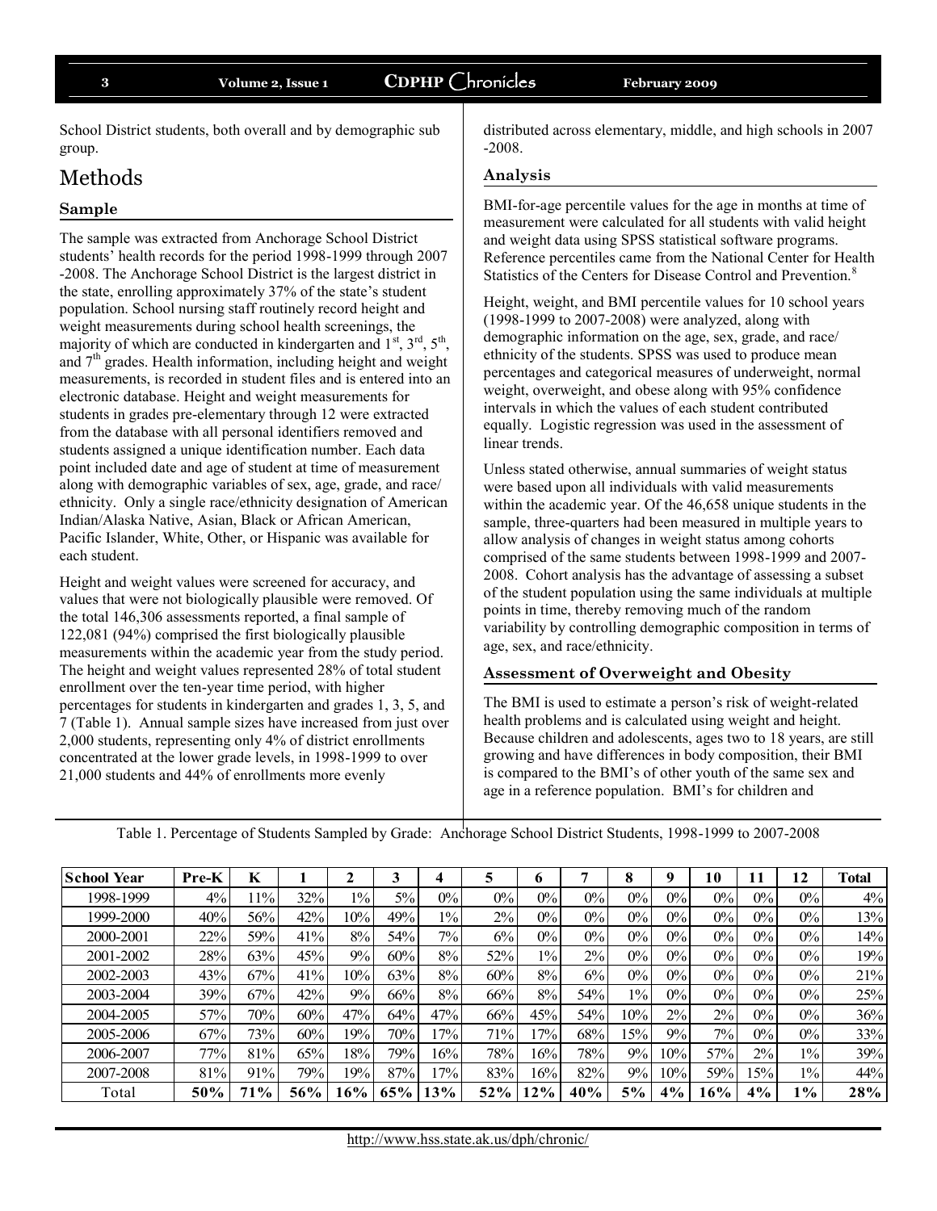School District students, both overall and by demographic sub group.

## Methods

### Sample

The sample was extracted from Anchorage School District students' health records for the period 1998-1999 through 2007-2008. The Anchorage School District is the largest district in the state, enrolling approximately 37% of the state's student population. School nursing staff routinely record height and weight measurements during school health screenings, the majority of which are conducted in kindergarten and 1st, 3rd, 5th, and 7th grades. Health information, including height and weight measurements, is recorded in student files and is entered into an electronic database. Height and weight measurements for students in grades pre-elementary through 12 were extracted from the database with all personal identifiers removed and students assigned a unique identification number. Each data point included date and age of student at time of measurement along with demographic variables of sex, age, grade, and race/ethnicity. Only a single race/ethnicity designation of American Indian/Alaska Native, Asian, Black or African American, Pacific Islander, White, Other, or Hispanic was available for each student.

Height and weight values were screened for accuracy, and values that were not biologically plausible were removed. Of the total 146,306 assessments reported, a final sample of 122,081 (94%) comprised the first biologically plausible measurements within the academic year from the study period. The height and weight values represented 28% of total student enrollment over the ten-year time period, with higher percentages for students in kindergarten and grades 1, 3, 5, and 7 (Table 1). Annual sample sizes have increased from just over 2,000 students, representing only 4% of district enrollments concentrated at the lower grade levels, in 1998-1999 to over 21,000 students and 44% of enrollments more evenly distributed across elementary, middle, and high schools in 2007-2008.

### Analysis

BMI-for-age percentile values for the age in months at time of measurement were calculated for all students with valid height and weight data using SPSS statistical software programs. Reference percentiles came from the National Center for Health Statistics of the Centers for Disease Control and Prevention.[8]

Height, weight, and BMI percentile values for 10 school years (1998-1999 to 2007-2008) were analyzed, along with demographic information on the age, sex, grade, and race/ethnicity of the students. SPSS was used to produce mean percentages and categorical measures of underweight, normal weight, overweight, and obese along with 95% confidence intervals in which the values of each student contributed equally. Logistic regression was used in the assessment of linear trends.

Unless stated otherwise, annual summaries of weight status were based upon all individuals with valid measurements within the academic year. Of the 46,658 unique students in the sample, three-quarters had been measured in multiple years to allow analysis of changes in weight status among cohorts comprised of the same students between 1998-1999 and 2007-2008. Cohort analysis has the advantage of assessing a subset of the student population using the same individuals at multiple points in time, thereby removing much of the random variability by controlling demographic composition in terms of age, sex, and race/ethnicity.

### Assessment of Overweight and Obesity

The BMI is used to estimate a person's risk of weight-related health problems and is calculated using weight and height. Because children and adolescents, ages two to 18 years, are still growing and have differences in body composition, their BMI is compared to the BMI's of other youth of the same sex and age in a reference population. BMI's for children and

Table 1. Percentage of Students Sampled by Grade: Anchorage School District Students, 1998-1999 to 2007-2008

| School Year | Pre-K | K | 1 | 2 | 3 | 4 | 5 | 6 | 7 | 8 | 9 | 10 | 11 | 12 | Total |
|---|---|---|---|---|---|---|---|---|---|---|---|---|---|---|---|
| 1998-1999 | 4% | 11% | 32% | 1% | 5% | 0% | 0% | 0% | 0% | 0% | 0% | 0% | 0% | 0% | 4% |
| 1999-2000 | 40% | 56% | 42% | 10% | 49% | 1% | 2% | 0% | 0% | 0% | 0% | 0% | 0% | 0% | 13% |
| 2000-2001 | 22% | 59% | 41% | 8% | 54% | 7% | 6% | 0% | 0% | 0% | 0% | 0% | 0% | 0% | 14% |
| 2001-2002 | 28% | 63% | 45% | 9% | 60% | 8% | 52% | 1% | 2% | 0% | 0% | 0% | 0% | 0% | 19% |
| 2002-2003 | 43% | 67% | 41% | 10% | 63% | 8% | 60% | 8% | 6% | 0% | 0% | 0% | 0% | 0% | 21% |
| 2003-2004 | 39% | 67% | 42% | 9% | 66% | 8% | 66% | 8% | 54% | 1% | 0% | 0% | 0% | 0% | 25% |
| 2004-2005 | 57% | 70% | 60% | 47% | 64% | 47% | 66% | 45% | 54% | 10% | 2% | 2% | 0% | 0% | 36% |
| 2005-2006 | 67% | 73% | 60% | 19% | 70% | 17% | 71% | 17% | 68% | 15% | 9% | 7% | 0% | 0% | 33% |
| 2006-2007 | 77% | 81% | 65% | 18% | 79% | 16% | 78% | 16% | 78% | 9% | 10% | 57% | 2% | 1% | 39% |
| 2007-2008 | 81% | 91% | 79% | 19% | 87% | 17% | 83% | 16% | 82% | 9% | 10% | 59% | 15% | 1% | 44% |
| Total | **50%** | **71%** | **56%** | **16%** | **65%** | **13%** | **52%** | **12%** | **40%** | **5%** | **4%** | **16%** | **4%** | **1%** | **28%** |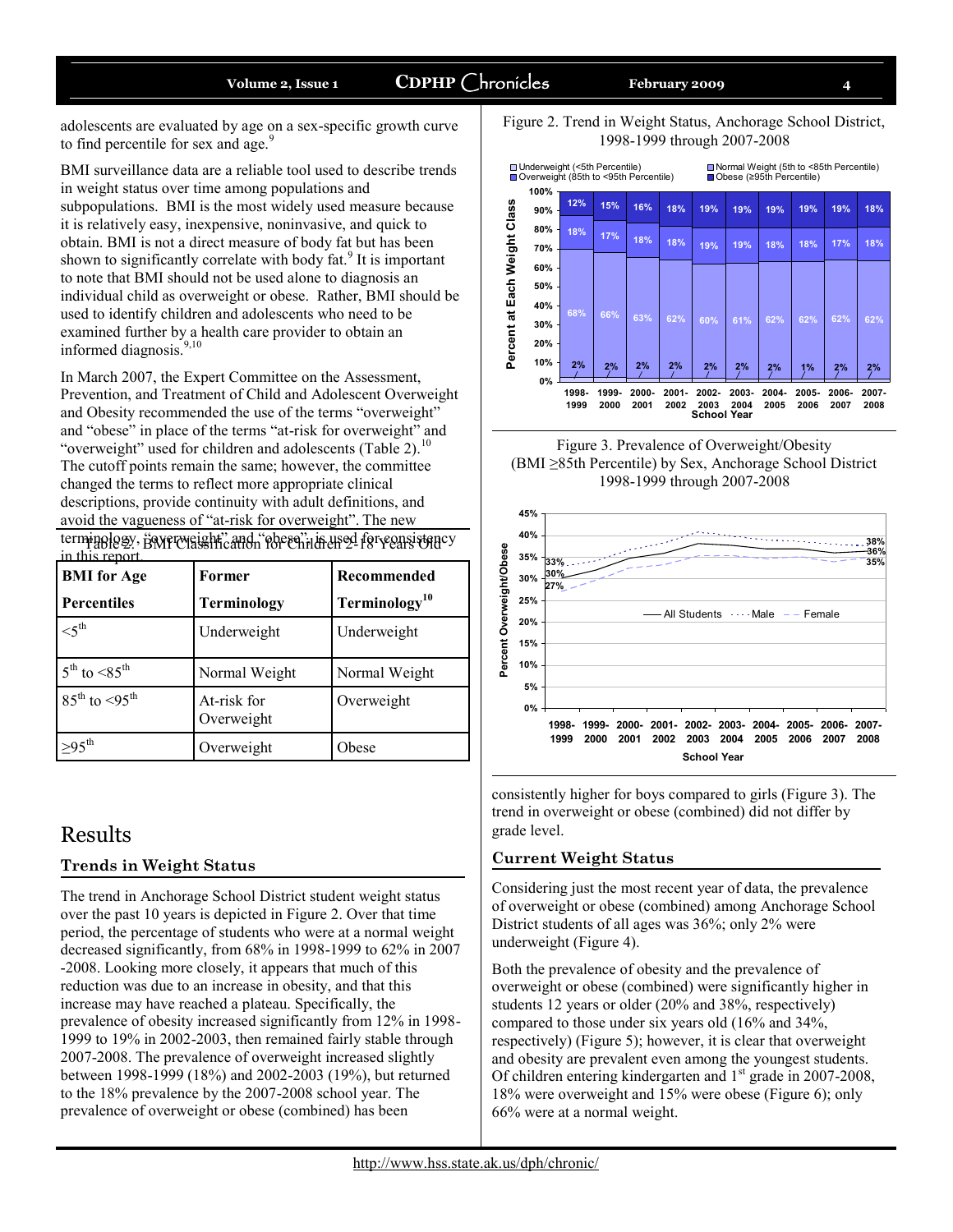adolescents are evaluated by age on a sex-specific growth curve to find percentile for sex and age.[9]

BMI surveillance data are a reliable tool used to describe trends in weight status over time among populations and subpopulations. BMI is the most widely used measure because it is relatively easy, inexpensive, noninvasive, and quick to obtain. BMI is not a direct measure of body fat but has been shown to significantly correlate with body fat.[9] It is important to note that BMI should not be used alone to diagnosis an individual child as overweight or obese. Rather, BMI should be used to identify children and adolescents who need to be examined further by a health care provider to obtain an informed diagnosis.[9,10]

In March 2007, the Expert Committee on the Assessment, Prevention, and Treatment of Child and Adolescent Overweight and Obesity recommended the use of the terms "overweight" and "obese" in place of the terms "at-risk for overweight" and "overweight" used for children and adolescents (Table 2).[10] The cutoff points remain the same; however, the committee changed the terms to reflect more appropriate clinical descriptions, provide continuity with adult definitions, and avoid the vagueness of "at-risk for overweight". The new terminology, "overweight" and "obese", is used for consistency in this report.

Table 2. BMI Classification for Children 2-18 Years Old

| BMI for Age Percentiles | Former Terminology | Recommended Terminology[10] |
|---|---|---|
| $<5^{th}$ | Underweight | Underweight |
| $5^{th}$ to $<85^{th}$ | Normal Weight | Normal Weight |
| $85^{th}$ to $<95^{th}$ | At-risk for Overweight | Overweight |
| $\geq 95^{th}$ | Overweight | Obese |

## Results

### Trends in Weight Status

The trend in Anchorage School District student weight status over the past 10 years is depicted in Figure 2. Over that time period, the percentage of students who were at a normal weight decreased significantly, from 68% in 1998-1999 to 62% in 2007-2008. Looking more closely, it appears that much of this reduction was due to an increase in obesity, and that this increase may have reached a plateau. Specifically, the prevalence of obesity increased significantly from 12% in 1998-1999 to 19% in 2002-2003, then remained fairly stable through 2007-2008. The prevalence of overweight increased slightly between 1998-1999 (18%) and 2002-2003 (19%), but returned to the 18% prevalence by the 2007-2008 school year. The prevalence of overweight or obese (combined) has been consistently higher for boys compared to girls (Figure 3). The trend in overweight or obese (combined) did not differ by grade level.

Figure 2. Trend in Weight Status, Anchorage School District, 1998-1999 through 2007-2008

| School Year | Underweight (<5th Percentile) | Normal Weight (5th to <85th Percentile) | Overweight (85th to <95th Percentile) | Obese (≥95th Percentile) |
|---|---|---|---|---|
| 1998-1999 | 2% | 68% | 18% | 12% |
| 1999-2000 | 2% | 66% | 17% | 15% |
| 2000-2001 | 2% | 63% | 18% | 16% |
| 2001-2002 | 2% | 62% | 18% | 18% |
| 2002-2003 | 2% | 60% | 19% | 19% |
| 2003-2004 | 2% | 61% | 19% | 19% |
| 2004-2005 | 2% | 62% | 18% | 19% |
| 2005-2006 | 1% | 62% | 18% | 19% |
| 2006-2007 | 2% | 62% | 17% | 19% |
| 2007-2008 | 2% | 62% | 18% | 18% |

Figure 3. Prevalence of Overweight/Obesity (BMI ≥85th Percentile) by Sex, Anchorage School District 1998-1999 through 2007-2008

| | 1998-1999 | 2007-2008 |
|---|---|---|
| All Students | 30% | 36% |
| Male | 33% | 38% |
| Female | 27% | 35% |

### Current Weight Status

Considering just the most recent year of data, the prevalence of overweight or obese (combined) among Anchorage School District students of all ages was 36%; only 2% were underweight (Figure 4).

Both the prevalence of obesity and the prevalence of overweight or obese (combined) were significantly higher in students 12 years or older (20% and 38%, respectively) compared to those under six years old (16% and 34%, respectively) (Figure 5); however, it is clear that overweight and obesity are prevalent even among the youngest students. Of children entering kindergarten and 1st grade in 2007-2008, 18% were overweight and 15% were obese (Figure 6); only 66% were at a normal weight.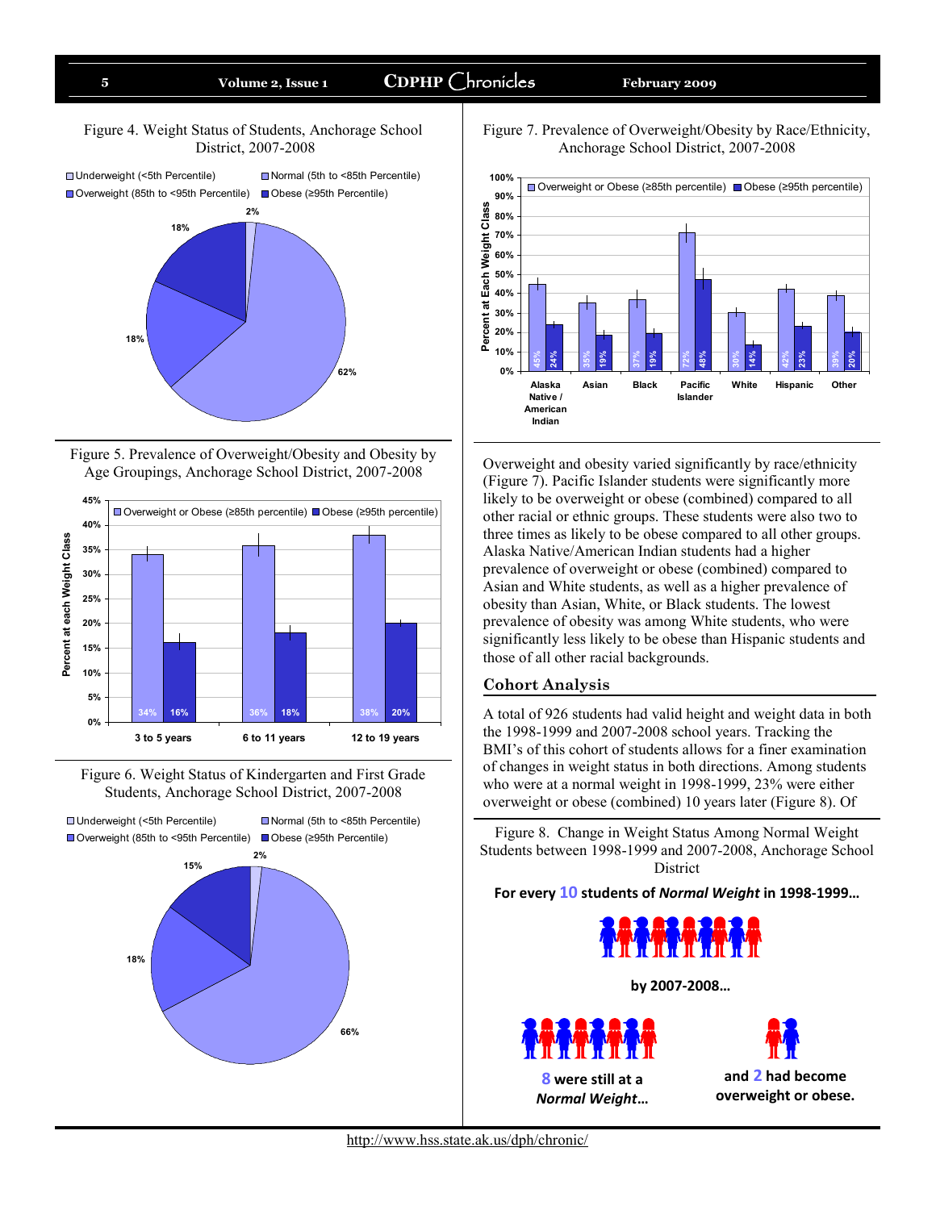Figure 4. Weight Status of Students, Anchorage School District, 2007-2008

Figure 5. Prevalence of Overweight/Obesity and Obesity by Age Groupings, Anchorage School District, 2007-2008

Figure 6. Weight Status of Kindergarten and First Grade Students, Anchorage School District, 2007-2008

Figure 7. Prevalence of Overweight/Obesity by Race/Ethnicity, Anchorage School District, 2007-2008

Overweight and obesity varied significantly by race/ethnicity (Figure 7). Pacific Islander students were significantly more likely to be overweight or obese (combined) compared to all other racial or ethnic groups. These students were also two to three times as likely to be obese compared to all other groups. Alaska Native/American Indian students had a higher prevalence of overweight or obese (combined) compared to Asian and White students, as well as a higher prevalence of obesity than Asian, White, or Black students. The lowest prevalence of obesity was among White students, who were significantly less likely to be obese than Hispanic students and those of all other racial backgrounds.

## Cohort Analysis

A total of 926 students had valid height and weight data in both the 1998-1999 and 2007-2008 school years. Tracking the BMI's of this cohort of students allows for a finer examination of changes in weight status in both directions. Among students who were at a normal weight in 1998-1999, 23% were either overweight or obese (combined) 10 years later (Figure 8). Of

Figure 8. Change in Weight Status Among Normal Weight Students between 1998-1999 and 2007-2008, Anchorage School District

**For every 10 students of *Normal Weight* in 1998-1999…**

**by 2007-2008…**

**8 were still at a *Normal Weight*…**

**and 2 had become overweight or obese.**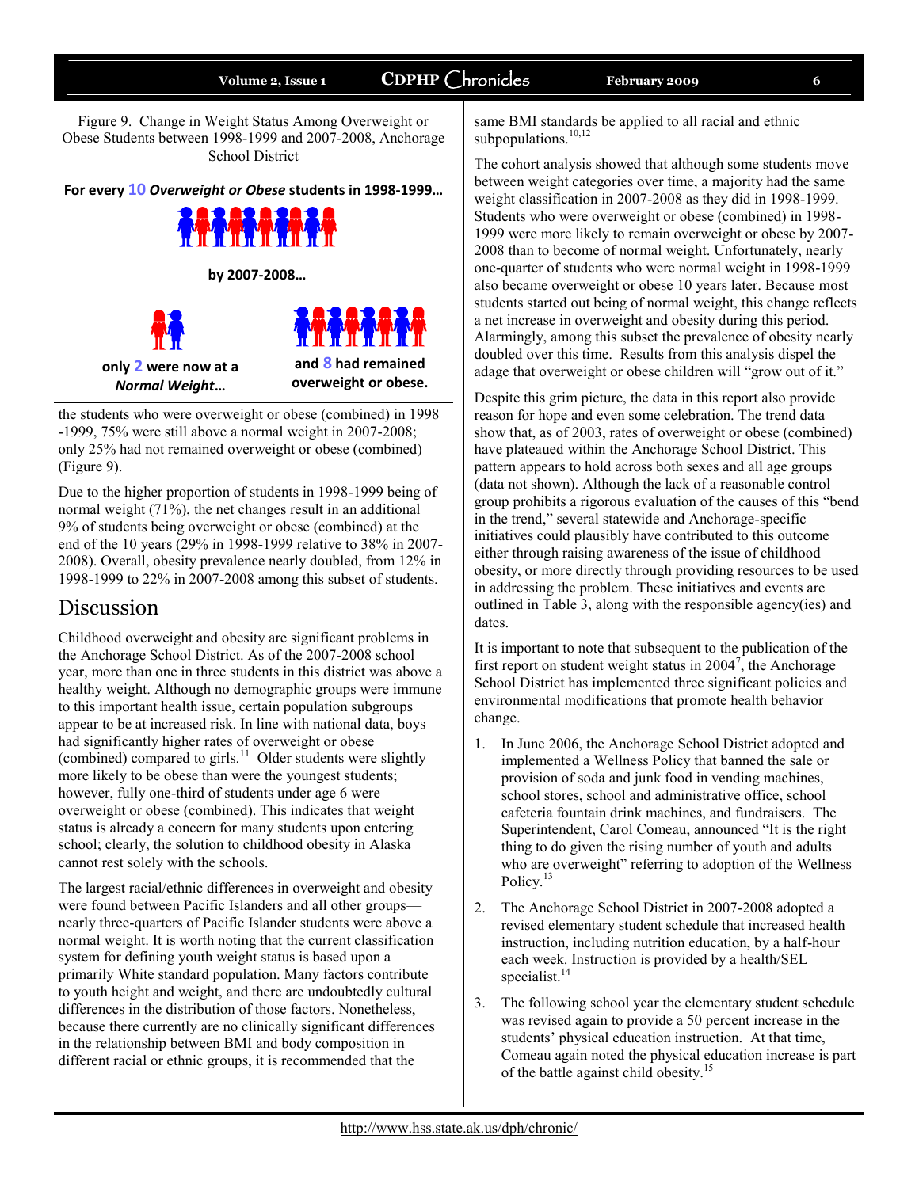Figure 9. Change in Weight Status Among Overweight or Obese Students between 1998-1999 and 2007-2008, Anchorage School District

**For every 10 *Overweight or Obese* students in 1998-1999…**

**by 2007-2008…**

**only 2 were now at a *Normal Weight*…**

**and 8 had remained overweight or obese.**

the students who were overweight or obese (combined) in 1998-1999, 75% were still above a normal weight in 2007-2008; only 25% had not remained overweight or obese (combined) (Figure 9).

Due to the higher proportion of students in 1998-1999 being of normal weight (71%), the net changes result in an additional 9% of students being overweight or obese (combined) at the end of the 10 years (29% in 1998-1999 relative to 38% in 2007-2008). Overall, obesity prevalence nearly doubled, from 12% in 1998-1999 to 22% in 2007-2008 among this subset of students.

# Discussion

Childhood overweight and obesity are significant problems in the Anchorage School District. As of the 2007-2008 school year, more than one in three students in this district was above a healthy weight. Although no demographic groups were immune to this important health issue, certain population subgroups appear to be at increased risk. In line with national data, boys had significantly higher rates of overweight or obese (combined) compared to girls.[11] Older students were slightly more likely to be obese than were the youngest students; however, fully one-third of students under age 6 were overweight or obese (combined). This indicates that weight status is already a concern for many students upon entering school; clearly, the solution to childhood obesity in Alaska cannot rest solely with the schools.

The largest racial/ethnic differences in overweight and obesity were found between Pacific Islanders and all other groups—nearly three-quarters of Pacific Islander students were above a normal weight. It is worth noting that the current classification system for defining youth weight status is based upon a primarily White standard population. Many factors contribute to youth height and weight, and there are undoubtedly cultural differences in the distribution of those factors. Nonetheless, because there currently are no clinically significant differences in the relationship between BMI and body composition in different racial or ethnic groups, it is recommended that the same BMI standards be applied to all racial and ethnic subpopulations.[10,12]

The cohort analysis showed that although some students move between weight categories over time, a majority had the same weight classification in 2007-2008 as they did in 1998-1999. Students who were overweight or obese (combined) in 1998-1999 were more likely to remain overweight or obese by 2007-2008 than to become of normal weight. Unfortunately, nearly one-quarter of students who were normal weight in 1998-1999 also became overweight or obese 10 years later. Because most students started out being of normal weight, this change reflects a net increase in overweight and obesity during this period. Alarmingly, among this subset the prevalence of obesity nearly doubled over this time. Results from this analysis dispel the adage that overweight or obese children will "grow out of it."

Despite this grim picture, the data in this report also provide reason for hope and even some celebration. The trend data show that, as of 2003, rates of overweight or obese (combined) have plateaued within the Anchorage School District. This pattern appears to hold across both sexes and all age groups (data not shown). Although the lack of a reasonable control group prohibits a rigorous evaluation of the causes of this "bend in the trend," several statewide and Anchorage-specific initiatives could plausibly have contributed to this outcome either through raising awareness of the issue of childhood obesity, or more directly through providing resources to be used in addressing the problem. These initiatives and events are outlined in Table 3, along with the responsible agency(ies) and dates.

It is important to note that subsequent to the publication of the first report on student weight status in 2004[7], the Anchorage School District has implemented three significant policies and environmental modifications that promote health behavior change.

1. In June 2006, the Anchorage School District adopted and implemented a Wellness Policy that banned the sale or provision of soda and junk food in vending machines, school stores, school and administrative office, school cafeteria fountain drink machines, and fundraisers. The Superintendent, Carol Comeau, announced "It is the right thing to do given the rising number of youth and adults who are overweight" referring to adoption of the Wellness Policy.[13]
2. The Anchorage School District in 2007-2008 adopted a revised elementary student schedule that increased health instruction, including nutrition education, by a half-hour each week. Instruction is provided by a health/SEL specialist.[14]
3. The following school year the elementary student schedule was revised again to provide a 50 percent increase in the students' physical education instruction. At that time, Comeau again noted the physical education increase is part of the battle against child obesity.[15]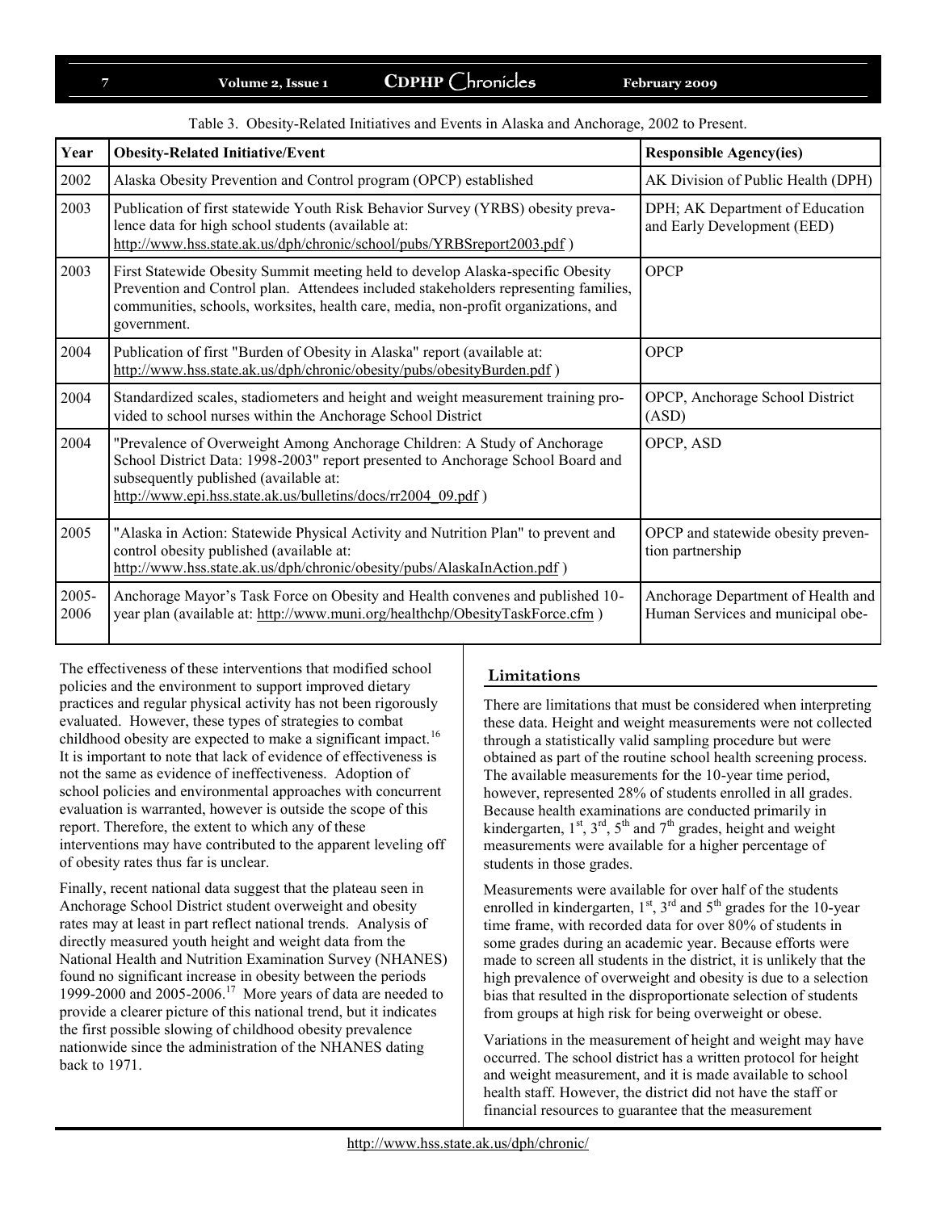Table 3. Obesity-Related Initiatives and Events in Alaska and Anchorage, 2002 to Present.

| Year | Obesity-Related Initiative/Event | Responsible Agency(ies) |
|---|---|---|
| 2002 | Alaska Obesity Prevention and Control program (OPCP) established | AK Division of Public Health (DPH) |
| 2003 | Publication of first statewide Youth Risk Behavior Survey (YRBS) obesity prevalence data for high school students (available at: http://www.hss.state.ak.us/dph/chronic/school/pubs/YRBSreport2003.pdf ) | DPH; AK Department of Education and Early Development (EED) |
| 2003 | First Statewide Obesity Summit meeting held to develop Alaska-specific Obesity Prevention and Control plan. Attendees included stakeholders representing families, communities, schools, worksites, health care, media, non-profit organizations, and government. | OPCP |
| 2004 | Publication of first "Burden of Obesity in Alaska" report (available at: http://www.hss.state.ak.us/dph/chronic/obesity/pubs/obesityBurden.pdf ) | OPCP |
| 2004 | Standardized scales, stadiometers and height and weight measurement training provided to school nurses within the Anchorage School District | OPCP, Anchorage School District (ASD) |
| 2004 | "Prevalence of Overweight Among Anchorage Children: A Study of Anchorage School District Data: 1998-2003" report presented to Anchorage School Board and subsequently published (available at: http://www.epi.hss.state.ak.us/bulletins/docs/rr2004_09.pdf ) | OPCP, ASD |
| 2005 | "Alaska in Action: Statewide Physical Activity and Nutrition Plan" to prevent and control obesity published (available at: http://www.hss.state.ak.us/dph/chronic/obesity/pubs/AlaskaInAction.pdf ) | OPCP and statewide obesity prevention partnership |
| 2005-2006 | Anchorage Mayor's Task Force on Obesity and Health convenes and published 10-year plan (available at: http://www.muni.org/healthchp/ObesityTaskForce.cfm ) | Anchorage Department of Health and Human Services and municipal obe- |

The effectiveness of these interventions that modified school policies and the environment to support improved dietary practices and regular physical activity has not been rigorously evaluated. However, these types of strategies to combat childhood obesity are expected to make a significant impact.[16] It is important to note that lack of evidence of effectiveness is not the same as evidence of ineffectiveness. Adoption of school policies and environmental approaches with concurrent evaluation is warranted, however is outside the scope of this report. Therefore, the extent to which any of these interventions may have contributed to the apparent leveling off of obesity rates thus far is unclear.

Finally, recent national data suggest that the plateau seen in Anchorage School District student overweight and obesity rates may at least in part reflect national trends. Analysis of directly measured youth height and weight data from the National Health and Nutrition Examination Survey (NHANES) found no significant increase in obesity between the periods 1999-2000 and 2005-2006.[17] More years of data are needed to provide a clearer picture of this national trend, but it indicates the first possible slowing of childhood obesity prevalence nationwide since the administration of the NHANES dating back to 1971.

## Limitations

There are limitations that must be considered when interpreting these data. Height and weight measurements were not collected through a statistically valid sampling procedure but were obtained as part of the routine school health screening process. The available measurements for the 10-year time period, however, represented 28% of students enrolled in all grades. Because health examinations are conducted primarily in kindergarten, 1st, 3rd, 5th and 7th grades, height and weight measurements were available for a higher percentage of students in those grades.

Measurements were available for over half of the students enrolled in kindergarten, 1st, 3rd and 5th grades for the 10-year time frame, with recorded data for over 80% of students in some grades during an academic year. Because efforts were made to screen all students in the district, it is unlikely that the high prevalence of overweight and obesity is due to a selection bias that resulted in the disproportionate selection of students from groups at high risk for being overweight or obese.

Variations in the measurement of height and weight may have occurred. The school district has a written protocol for height and weight measurement, and it is made available to school health staff. However, the district did not have the staff or financial resources to guarantee that the measurement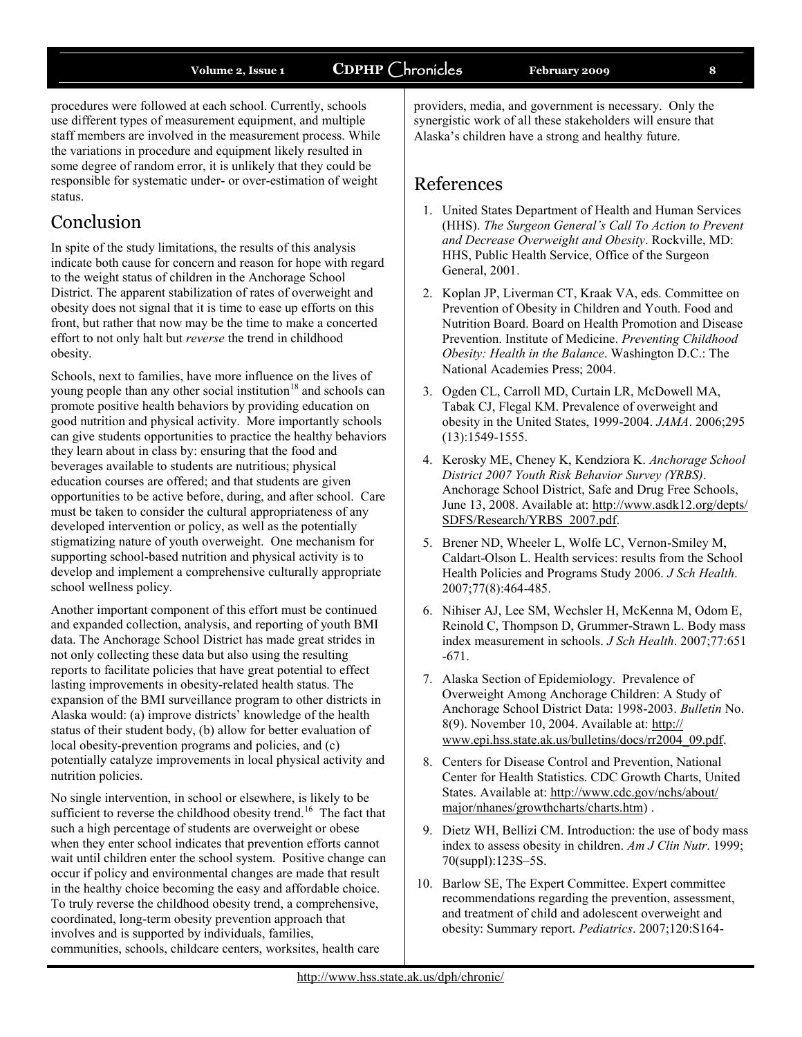procedures were followed at each school. Currently, schools use different types of measurement equipment, and multiple staff members are involved in the measurement process. While the variations in procedure and equipment likely resulted in some degree of random error, it is unlikely that they could be responsible for systematic under- or over-estimation of weight status.

## Conclusion

In spite of the study limitations, the results of this analysis indicate both cause for concern and reason for hope with regard to the weight status of children in the Anchorage School District. The apparent stabilization of rates of overweight and obesity does not signal that it is time to ease up efforts on this front, but rather that now may be the time to make a concerted effort to not only halt but *reverse* the trend in childhood obesity.

Schools, next to families, have more influence on the lives of young people than any other social institution[18] and schools can promote positive health behaviors by providing education on good nutrition and physical activity. More importantly schools can give students opportunities to practice the healthy behaviors they learn about in class by: ensuring that the food and beverages available to students are nutritious; physical education courses are offered; and that students are given opportunities to be active before, during, and after school. Care must be taken to consider the cultural appropriateness of any developed intervention or policy, as well as the potentially stigmatizing nature of youth overweight. One mechanism for supporting school-based nutrition and physical activity is to develop and implement a comprehensive culturally appropriate school wellness policy.

Another important component of this effort must be continued and expanded collection, analysis, and reporting of youth BMI data. The Anchorage School District has made great strides in not only collecting these data but also using the resulting reports to facilitate policies that have great potential to effect lasting improvements in obesity-related health status. The expansion of the BMI surveillance program to other districts in Alaska would: (a) improve districts' knowledge of the health status of their student body, (b) allow for better evaluation of local obesity-prevention programs and policies, and (c) potentially catalyze improvements in local physical activity and nutrition policies.

No single intervention, in school or elsewhere, is likely to be sufficient to reverse the childhood obesity trend.[16] The fact that such a high percentage of students are overweight or obese when they enter school indicates that prevention efforts cannot wait until children enter the school system. Positive change can occur if policy and environmental changes are made that result in the healthy choice becoming the easy and affordable choice. To truly reverse the childhood obesity trend, a comprehensive, coordinated, long-term obesity prevention approach that involves and is supported by individuals, families, communities, schools, childcare centers, worksites, health care providers, media, and government is necessary. Only the synergistic work of all these stakeholders will ensure that Alaska's children have a strong and healthy future.

## References

1. United States Department of Health and Human Services (HHS). *The Surgeon General's Call To Action to Prevent and Decrease Overweight and Obesity*. Rockville, MD: HHS, Public Health Service, Office of the Surgeon General, 2001.
2. Koplan JP, Liverman CT, Kraak VA, eds. Committee on Prevention of Obesity in Children and Youth. Food and Nutrition Board. Board on Health Promotion and Disease Prevention. Institute of Medicine. *Preventing Childhood Obesity: Health in the Balance*. Washington D.C.: The National Academies Press; 2004.
3. Ogden CL, Carroll MD, Curtain LR, McDowell MA, Tabak CJ, Flegal KM. Prevalence of overweight and obesity in the United States, 1999-2004. *JAMA*. 2006;295 (13):1549-1555.
4. Kerosky ME, Cheney K, Kendziora K. *Anchorage School District 2007 Youth Risk Behavior Survey (YRBS)*. Anchorage School District, Safe and Drug Free Schools, June 13, 2008. Available at: http://www.asdk12.org/depts/SDFS/Research/YRBS_2007.pdf.
5. Brener ND, Wheeler L, Wolfe LC, Vernon-Smiley M, Caldart-Olson L. Health services: results from the School Health Policies and Programs Study 2006. *J Sch Health*. 2007;77(8):464-485.
6. Nihiser AJ, Lee SM, Wechsler H, McKenna M, Odom E, Reinold C, Thompson D, Grummer-Strawn L. Body mass index measurement in schools. *J Sch Health*. 2007;77:651-671.
7. Alaska Section of Epidemiology. Prevalence of Overweight Among Anchorage Children: A Study of Anchorage School District Data: 1998-2003. *Bulletin* No. 8(9). November 10, 2004. Available at: http://www.epi.hss.state.ak.us/bulletins/docs/rr2004_09.pdf.
8. Centers for Disease Control and Prevention, National Center for Health Statistics. CDC Growth Charts, United States. Available at: http://www.cdc.gov/nchs/about/major/nhanes/growthcharts/charts.htm) .
9. Dietz WH, Bellizi CM. Introduction: the use of body mass index to assess obesity in children. *Am J Clin Nutr*. 1999; 70(suppl):123S–5S.
10. Barlow SE, The Expert Committee. Expert committee recommendations regarding the prevention, assessment, and treatment of child and adolescent overweight and obesity: Summary report. *Pediatrics*. 2007;120:S164-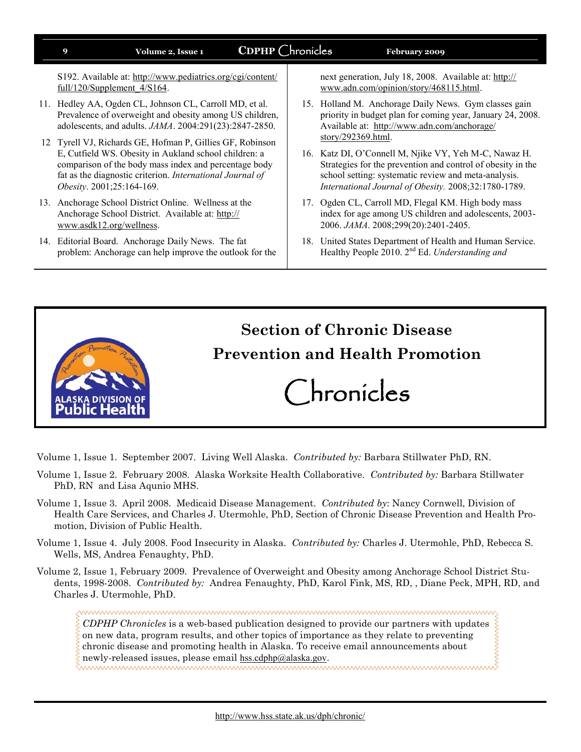S192. Available at: http://www.pediatrics.org/cgi/content/full/120/Supplement_4/S164.

11. Hedley AA, Ogden CL, Johnson CL, Carroll MD, et al. Prevalence of overweight and obesity among US children, adolescents, and adults. *JAMA*. 2004:291(23):2847-2850.
12. Tyrell VJ, Richards GE, Hofman P, Gillies GF, Robinson E, Cutfield WS. Obesity in Aukland school children: a comparison of the body mass index and percentage body fat as the diagnostic criterion. *International Journal of Obesity*. 2001;25:164-169.
13. Anchorage School District Online. Wellness at the Anchorage School District. Available at: http://www.asdk12.org/wellness.
14. Editorial Board. Anchorage Daily News. The fat problem: Anchorage can help improve the outlook for the next generation, July 18, 2008. Available at: http://www.adn.com/opinion/story/468115.html.
15. Holland M. Anchorage Daily News. Gym classes gain priority in budget plan for coming year, January 24, 2008. Available at: http://www.adn.com/anchorage/story/292369.html.
16. Katz DI, O'Connell M, Njike VY, Yeh M-C, Nawaz H. Strategies for the prevention and control of obesity in the school setting: systematic review and meta-analysis. *International Journal of Obesity.* 2008;32:1780-1789.
17. Ogden CL, Carroll MD, Flegal KM. High body mass index for age among US children and adolescents, 2003-2006. *JAMA*. 2008;299(20):2401-2405.
18. United States Department of Health and Human Service. Healthy People 2010. 2nd Ed. *Understanding and*

ALASKA DIVISION OF Public Health

# Section of Chronic Disease Prevention and Health Promotion

# Chronicles

Volume 1, Issue 1. September 2007. Living Well Alaska. *Contributed by:* Barbara Stillwater PhD, RN.

Volume 1, Issue 2. February 2008. Alaska Worksite Health Collaborative. *Contributed by:* Barbara Stillwater PhD, RN and Lisa Aqunio MHS.

Volume 1, Issue 3. April 2008. Medicaid Disease Management. *Contributed by*: Nancy Cornwell, Division of Health Care Services, and Charles J. Utermohle, PhD, Section of Chronic Disease Prevention and Health Promotion, Division of Public Health.

Volume 1, Issue 4. July 2008. Food Insecurity in Alaska. *Contributed by:* Charles J. Utermohle, PhD, Rebecca S. Wells, MS, Andrea Fenaughty, PhD.

Volume 2, Issue 1, February 2009. Prevalence of Overweight and Obesity among Anchorage School District Students, 1998-2008. *Contributed by:* Andrea Fenaughty, PhD, Karol Fink, MS, RD, , Diane Peck, MPH, RD, and Charles J. Utermohle, PhD.

*CDPHP Chronicles* is a web-based publication designed to provide our partners with updates on new data, program results, and other topics of importance as they relate to preventing chronic disease and promoting health in Alaska. To receive email announcements about newly-released issues, please email hss.cdphp@alaska.gov.

http://www.hss.state.ak.us/dph/chronic/